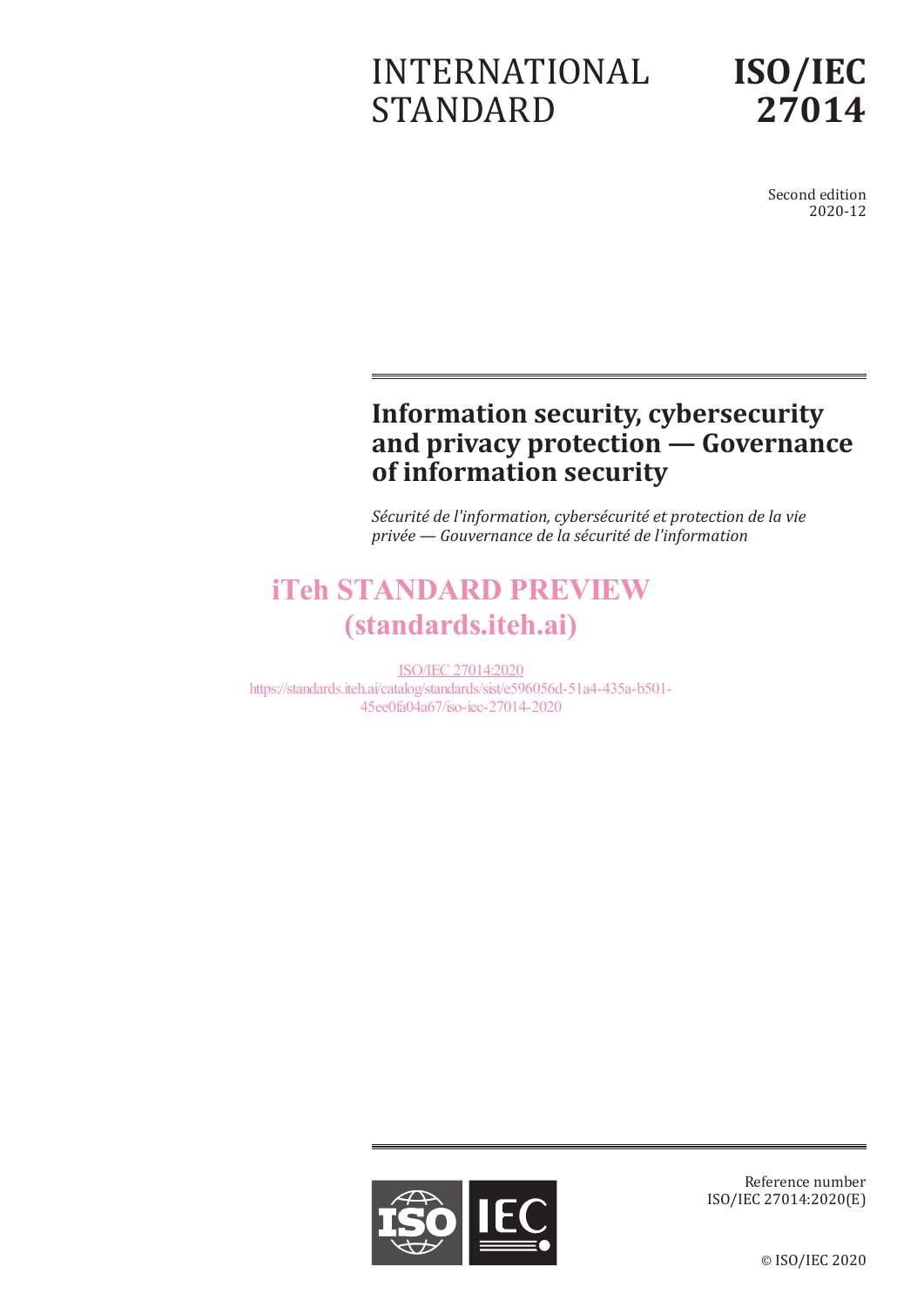INTERNATIONAL STANDARD

**ISO/IEC 27014**

Second edition
2020-12

# Information security, cybersecurity and privacy protection — Governance of information security

*Sécurité de l'information, cybersécurité et protection de la vie privée — Gouvernance de la sécurité de l'information*

iTeh STANDARD PREVIEW
(standards.iteh.ai)

ISO/IEC 27014:2020
https://standards.iteh.ai/catalog/standards/sist/e596056d-51a4-435a-b501-45ee0fa04a67/iso-iec-27014-2020

Reference number
ISO/IEC 27014:2020(E)

© ISO/IEC 2020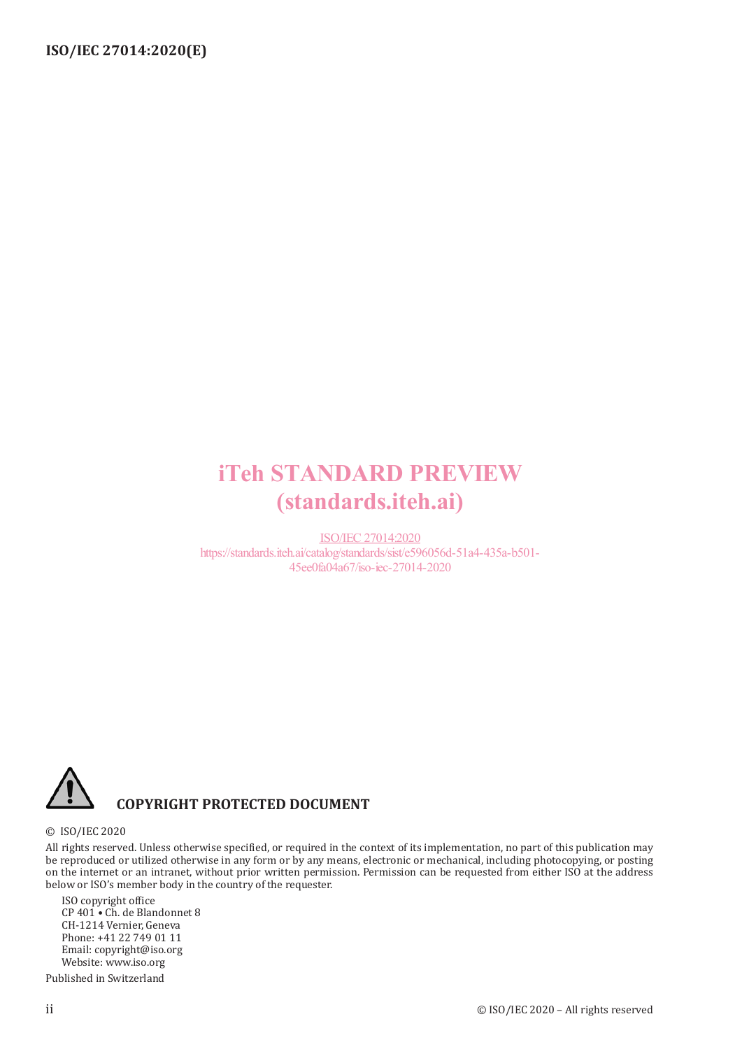iTeh STANDARD PREVIEW
(standards.iteh.ai)

ISO/IEC 27014:2020
https://standards.iteh.ai/catalog/standards/sist/e596056d-51a4-435a-b501-45ee0fa04a67/iso-iec-27014-2020

**COPYRIGHT PROTECTED DOCUMENT**

© ISO/IEC 2020

All rights reserved. Unless otherwise specified, or required in the context of its implementation, no part of this publication may be reproduced or utilized otherwise in any form or by any means, electronic or mechanical, including photocopying, or posting on the internet or an intranet, without prior written permission. Permission can be requested from either ISO at the address below or ISO's member body in the country of the requester.

ISO copyright office
CP 401 • Ch. de Blandonnet 8
CH-1214 Vernier, Geneva
Phone: +41 22 749 01 11
Email: copyright@iso.org
Website: www.iso.org

Published in Switzerland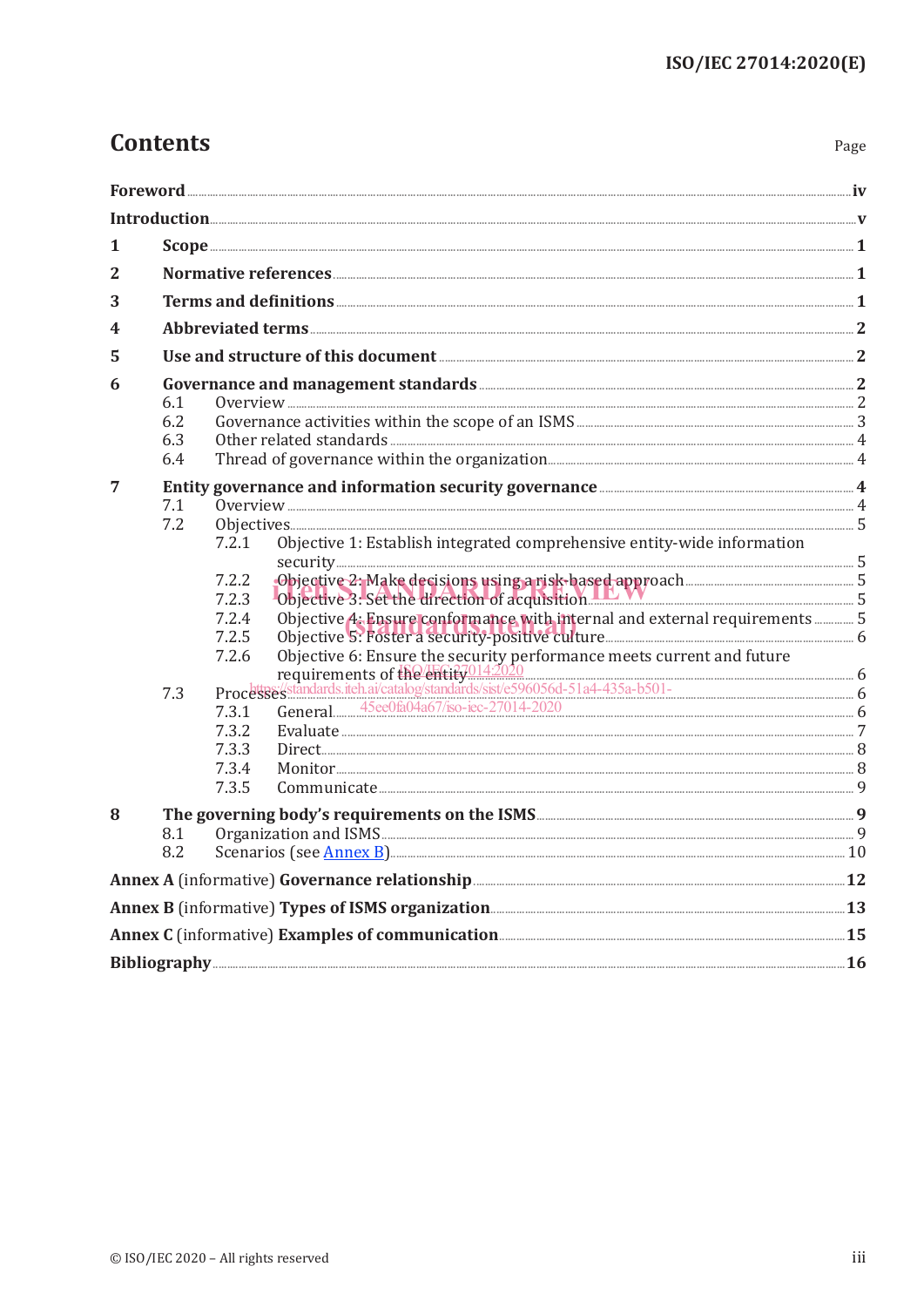# Contents

| | Page |
|---|---|
| **Foreword** | **iv** |
| **Introduction** | **v** |
| **1 Scope** | **1** |
| **2 Normative references** | **1** |
| **3 Terms and definitions** | **1** |
| **4 Abbreviated terms** | **2** |
| **5 Use and structure of this document** | **2** |
| **6 Governance and management standards** | **2** |
| 6.1 Overview | 2 |
| 6.2 Governance activities within the scope of an ISMS | 3 |
| 6.3 Other related standards | 4 |
| 6.4 Thread of governance within the organization | 4 |
| **7 Entity governance and information security governance** | **4** |
| 7.1 Overview | 4 |
| 7.2 Objectives | 5 |
| 7.2.1 Objective 1: Establish integrated comprehensive entity-wide information security | 5 |
| 7.2.2 Objective 2: Make decisions using a risk-based approach | 5 |
| 7.2.3 Objective 3: Set the direction of acquisition | 5 |
| 7.2.4 Objective 4: Ensure conformance with internal and external requirements | 5 |
| 7.2.5 Objective 5: Foster a security-positive culture | 6 |
| 7.2.6 Objective 6: Ensure the security performance meets current and future requirements of the entity | 6 |
| 7.3 Processes | 6 |
| 7.3.1 General | 6 |
| 7.3.2 Evaluate | 7 |
| 7.3.3 Direct | 8 |
| 7.3.4 Monitor | 8 |
| 7.3.5 Communicate | 9 |
| **8 The governing body's requirements on the ISMS** | **9** |
| 8.1 Organization and ISMS | 9 |
| 8.2 Scenarios (see Annex B) | 10 |
| **Annex A** (informative) **Governance relationship** | **12** |
| **Annex B** (informative) **Types of ISMS organization** | **13** |
| **Annex C** (informative) **Examples of communication** | **15** |
| **Bibliography** | **16** |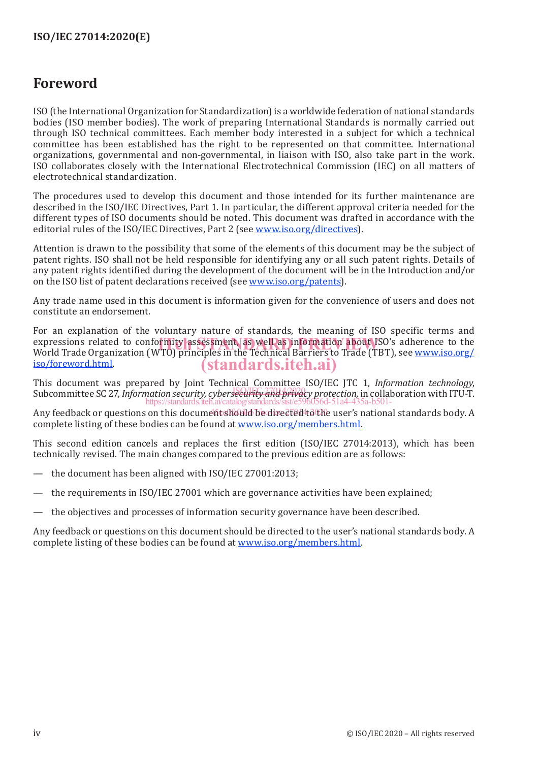# Foreword

ISO (the International Organization for Standardization) is a worldwide federation of national standards bodies (ISO member bodies). The work of preparing International Standards is normally carried out through ISO technical committees. Each member body interested in a subject for which a technical committee has been established has the right to be represented on that committee. International organizations, governmental and non-governmental, in liaison with ISO, also take part in the work. ISO collaborates closely with the International Electrotechnical Commission (IEC) on all matters of electrotechnical standardization.

The procedures used to develop this document and those intended for its further maintenance are described in the ISO/IEC Directives, Part 1. In particular, the different approval criteria needed for the different types of ISO documents should be noted. This document was drafted in accordance with the editorial rules of the ISO/IEC Directives, Part 2 (see www.iso.org/directives).

Attention is drawn to the possibility that some of the elements of this document may be the subject of patent rights. ISO shall not be held responsible for identifying any or all such patent rights. Details of any patent rights identified during the development of the document will be in the Introduction and/or on the ISO list of patent declarations received (see www.iso.org/patents).

Any trade name used in this document is information given for the convenience of users and does not constitute an endorsement.

For an explanation of the voluntary nature of standards, the meaning of ISO specific terms and expressions related to conformity assessment, as well as information about ISO's adherence to the World Trade Organization (WTO) principles in the Technical Barriers to Trade (TBT), see www.iso.org/iso/foreword.html.

This document was prepared by Joint Technical Committee ISO/IEC JTC 1, *Information technology*, Subcommittee SC 27, *Information security, cybersecurity and privacy protection*, in collaboration with ITU-T.

Any feedback or questions on this document should be directed to the user's national standards body. A complete listing of these bodies can be found at www.iso.org/members.html.

This second edition cancels and replaces the first edition (ISO/IEC 27014:2013), which has been technically revised. The main changes compared to the previous edition are as follows:

— the document has been aligned with ISO/IEC 27001:2013;

— the requirements in ISO/IEC 27001 which are governance activities have been explained;

— the objectives and processes of information security governance have been described.

Any feedback or questions on this document should be directed to the user's national standards body. A complete listing of these bodies can be found at www.iso.org/members.html.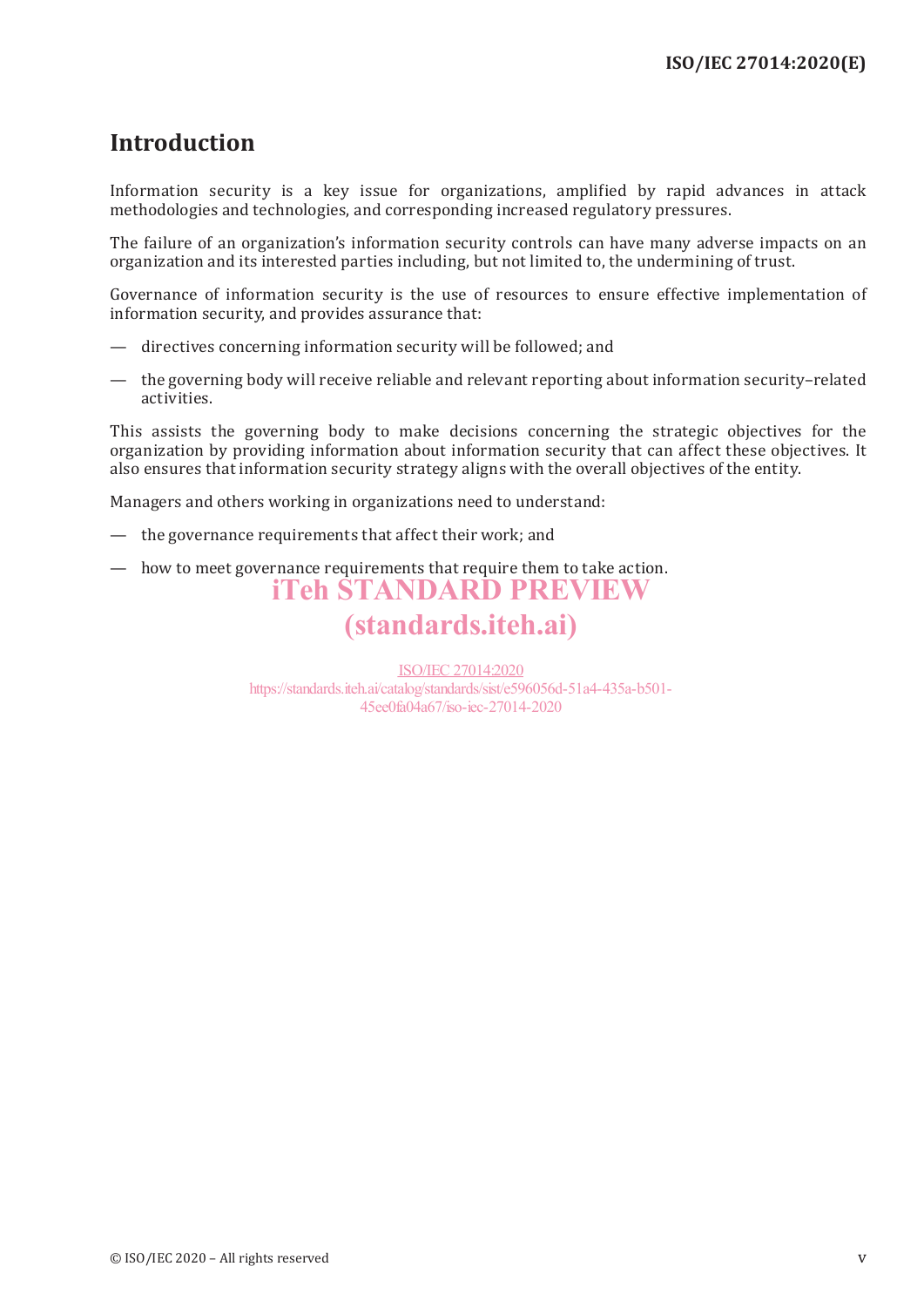# Introduction

Information security is a key issue for organizations, amplified by rapid advances in attack methodologies and technologies, and corresponding increased regulatory pressures.

The failure of an organization's information security controls can have many adverse impacts on an organization and its interested parties including, but not limited to, the undermining of trust.

Governance of information security is the use of resources to ensure effective implementation of information security, and provides assurance that:

— directives concerning information security will be followed; and

— the governing body will receive reliable and relevant reporting about information security–related activities.

This assists the governing body to make decisions concerning the strategic objectives for the organization by providing information about information security that can affect these objectives. It also ensures that information security strategy aligns with the overall objectives of the entity.

Managers and others working in organizations need to understand:

— the governance requirements that affect their work; and

— how to meet governance requirements that require them to take action.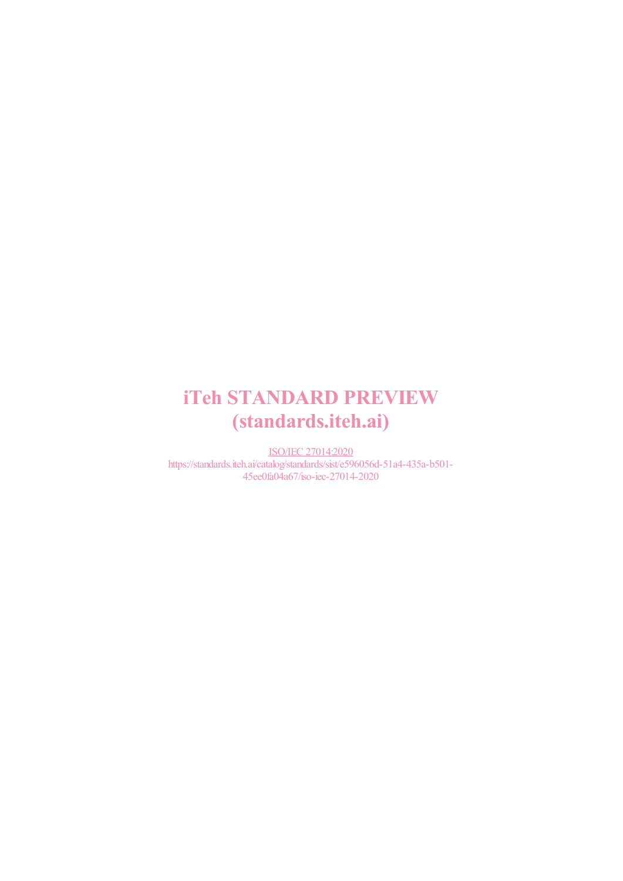iTeh STANDARD PREVIEW
(standards.iteh.ai)

ISO/IEC 27014:2020
https://standards.iteh.ai/catalog/standards/sist/e596056d-51a4-435a-b501-45ee0fa04a67/iso-iec-27014-2020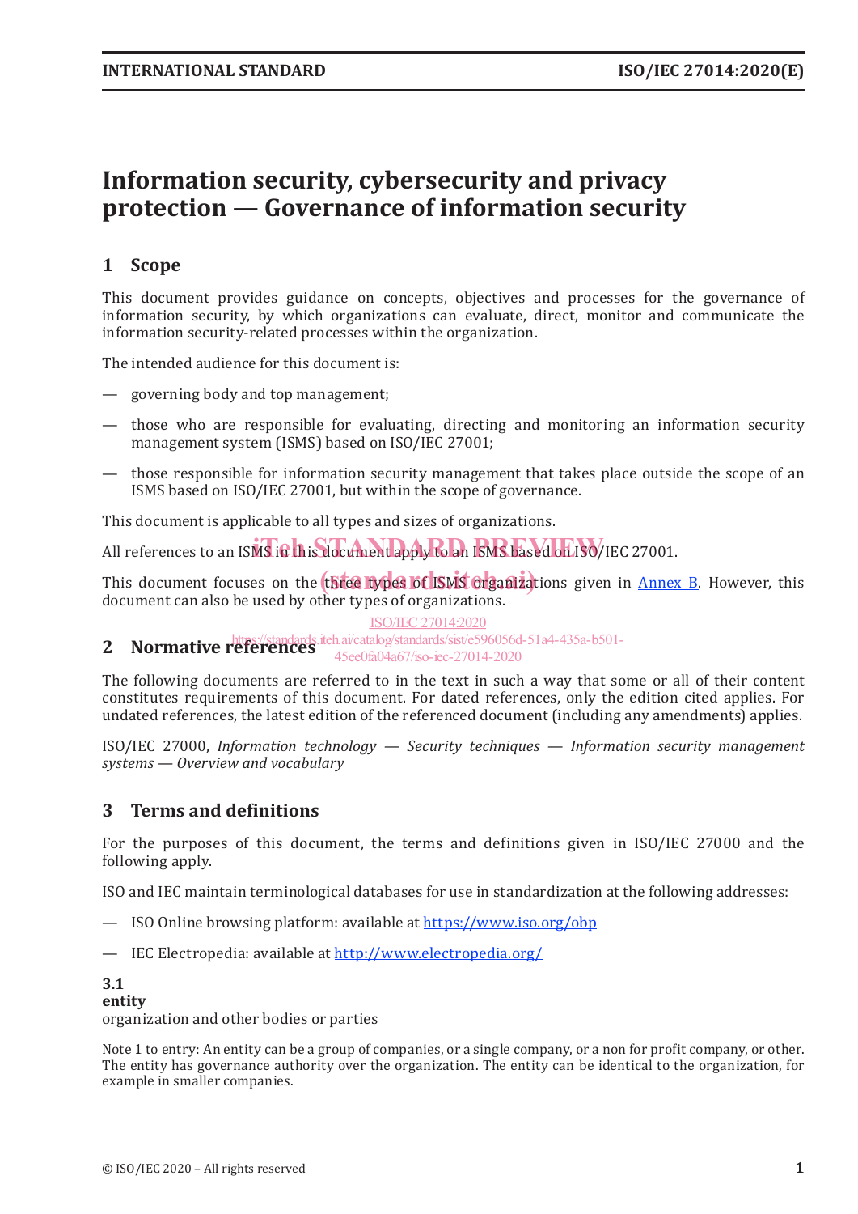# Information security, cybersecurity and privacy protection — Governance of information security

## 1 Scope

This document provides guidance on concepts, objectives and processes for the governance of information security, by which organizations can evaluate, direct, monitor and communicate the information security-related processes within the organization.

The intended audience for this document is:

— governing body and top management;

— those who are responsible for evaluating, directing and monitoring an information security management system (ISMS) based on ISO/IEC 27001;

— those responsible for information security management that takes place outside the scope of an ISMS based on ISO/IEC 27001, but within the scope of governance.

This document is applicable to all types and sizes of organizations.

All references to an ISMS in this document apply to an ISMS based on ISO/IEC 27001.

This document focuses on the three types of ISMS organizations given in Annex B. However, this document can also be used by other types of organizations.

## 2 Normative references

The following documents are referred to in the text in such a way that some or all of their content constitutes requirements of this document. For dated references, only the edition cited applies. For undated references, the latest edition of the referenced document (including any amendments) applies.

ISO/IEC 27000, *Information technology — Security techniques — Information security management systems — Overview and vocabulary*

## 3 Terms and definitions

For the purposes of this document, the terms and definitions given in ISO/IEC 27000 and the following apply.

ISO and IEC maintain terminological databases for use in standardization at the following addresses:

— ISO Online browsing platform: available at https://www.iso.org/obp

— IEC Electropedia: available at http://www.electropedia.org/

**3.1**
**entity**
organization and other bodies or parties

Note 1 to entry: An entity can be a group of companies, or a single company, or a non for profit company, or other. The entity has governance authority over the organization. The entity can be identical to the organization, for example in smaller companies.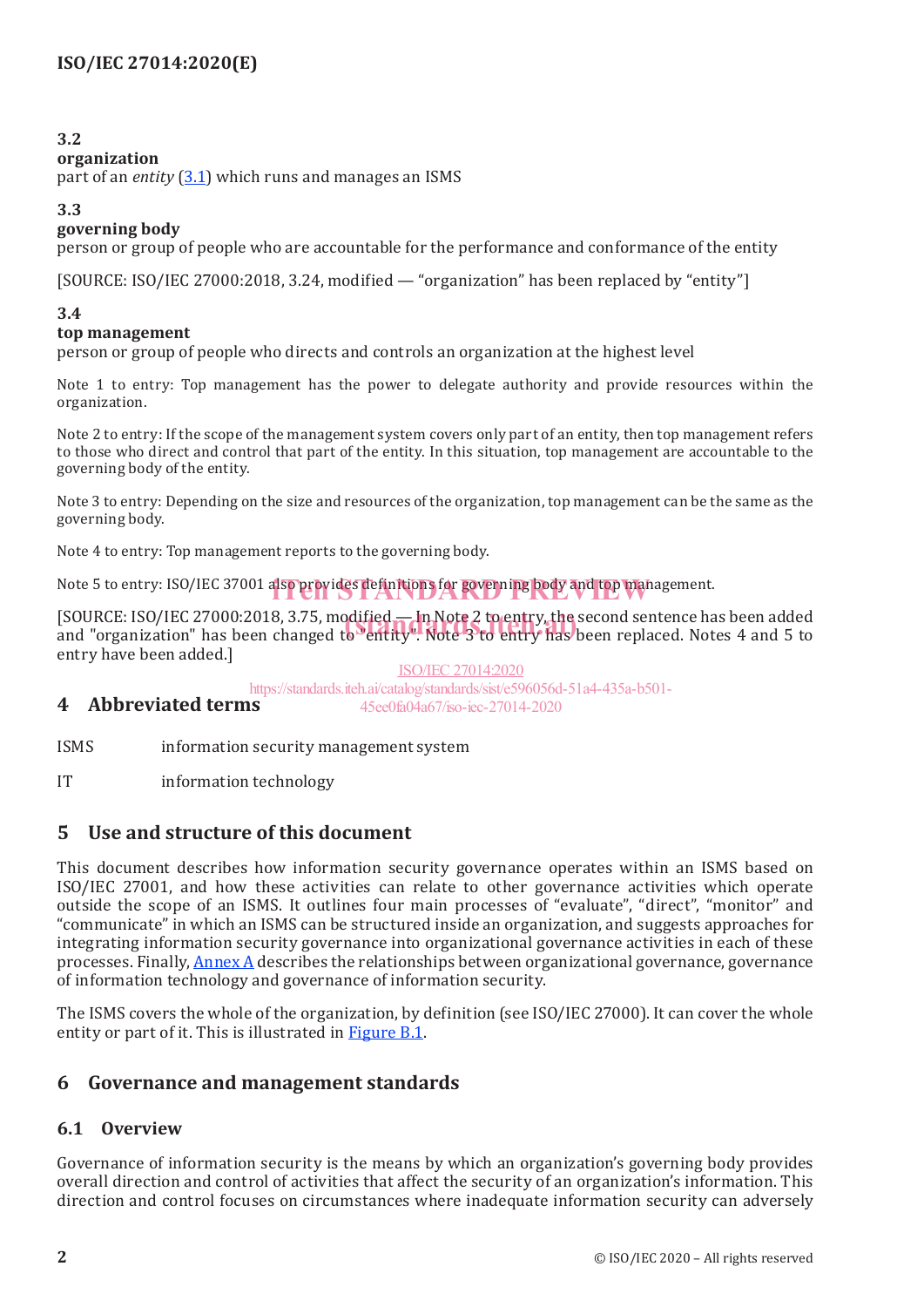**3.2**
**organization**
part of an *entity* (3.1) which runs and manages an ISMS

**3.3**
**governing body**
person or group of people who are accountable for the performance and conformance of the entity

[SOURCE: ISO/IEC 27000:2018, 3.24, modified — "organization" has been replaced by "entity"]

**3.4**
**top management**
person or group of people who directs and controls an organization at the highest level

Note 1 to entry: Top management has the power to delegate authority and provide resources within the organization.

Note 2 to entry: If the scope of the management system covers only part of an entity, then top management refers to those who direct and control that part of the entity. In this situation, top management are accountable to the governing body of the entity.

Note 3 to entry: Depending on the size and resources of the organization, top management can be the same as the governing body.

Note 4 to entry: Top management reports to the governing body.

Note 5 to entry: ISO/IEC 37001 also provides definitions for governing body and top management.

[SOURCE: ISO/IEC 27000:2018, 3.75, modified — In Note 2 to entry, the second sentence has been added and "organization" has been changed to "entity". Note 3 to entry has been replaced. Notes 4 and 5 to entry have been added.]

# 4 Abbreviated terms

| | |
|---|---|
| ISMS | information security management system |
| IT | information technology |

# 5 Use and structure of this document

This document describes how information security governance operates within an ISMS based on ISO/IEC 27001, and how these activities can relate to other governance activities which operate outside the scope of an ISMS. It outlines four main processes of "evaluate", "direct", "monitor" and "communicate" in which an ISMS can be structured inside an organization, and suggests approaches for integrating information security governance into organizational governance activities in each of these processes. Finally, Annex A describes the relationships between organizational governance, governance of information technology and governance of information security.

The ISMS covers the whole of the organization, by definition (see ISO/IEC 27000). It can cover the whole entity or part of it. This is illustrated in Figure B.1.

# 6 Governance and management standards

## 6.1 Overview

Governance of information security is the means by which an organization's governing body provides overall direction and control of activities that affect the security of an organization's information. This direction and control focuses on circumstances where inadequate information security can adversely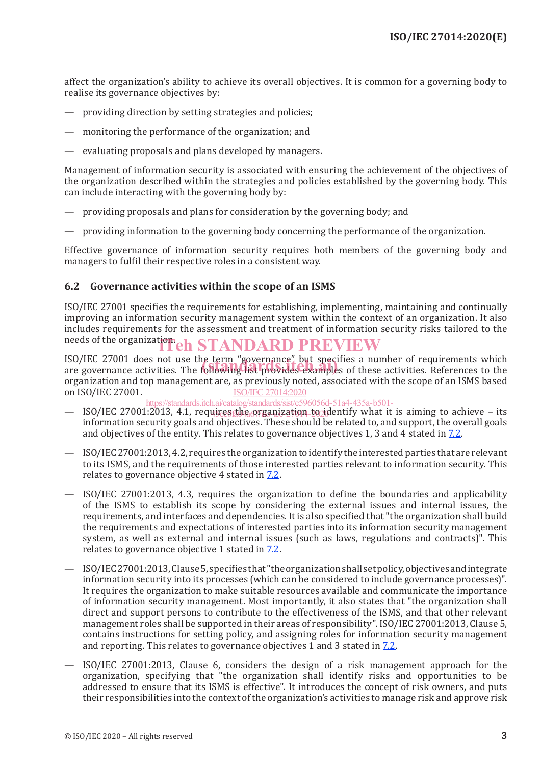affect the organization's ability to achieve its overall objectives. It is common for a governing body to realise its governance objectives by:

— providing direction by setting strategies and policies;

— monitoring the performance of the organization; and

— evaluating proposals and plans developed by managers.

Management of information security is associated with ensuring the achievement of the objectives of the organization described within the strategies and policies established by the governing body. This can include interacting with the governing body by:

— providing proposals and plans for consideration by the governing body; and

— providing information to the governing body concerning the performance of the organization.

Effective governance of information security requires both members of the governing body and managers to fulfil their respective roles in a consistent way.

## 6.2 Governance activities within the scope of an ISMS

ISO/IEC 27001 specifies the requirements for establishing, implementing, maintaining and continually improving an information security management system within the context of an organization. It also includes requirements for the assessment and treatment of information security risks tailored to the needs of the organization.

ISO/IEC 27001 does not use the term "governance" but specifies a number of requirements which are governance activities. The following list provides examples of these activities. References to the organization and top management are, as previously noted, associated with the scope of an ISMS based on ISO/IEC 27001.

— ISO/IEC 27001:2013, 4.1, requires the organization to identify what it is aiming to achieve – its information security goals and objectives. These should be related to, and support, the overall goals and objectives of the entity. This relates to governance objectives 1, 3 and 4 stated in 7.2.

— ISO/IEC 27001:2013, 4.2, requires the organization to identify the interested parties that are relevant to its ISMS, and the requirements of those interested parties relevant to information security. This relates to governance objective 4 stated in 7.2.

— ISO/IEC 27001:2013, 4.3, requires the organization to define the boundaries and applicability of the ISMS to establish its scope by considering the external issues and internal issues, the requirements, and interfaces and dependencies. It is also specified that "the organization shall build the requirements and expectations of interested parties into its information security management system, as well as external and internal issues (such as laws, regulations and contracts)". This relates to governance objective 1 stated in 7.2.

— ISO/IEC 27001:2013, Clause 5, specifies that "the organization shall set policy, objectives and integrate information security into its processes (which can be considered to include governance processes)". It requires the organization to make suitable resources available and communicate the importance of information security management. Most importantly, it also states that "the organization shall direct and support persons to contribute to the effectiveness of the ISMS, and that other relevant management roles shall be supported in their areas of responsibility". ISO/IEC 27001:2013, Clause 5, contains instructions for setting policy, and assigning roles for information security management and reporting. This relates to governance objectives 1 and 3 stated in 7.2.

— ISO/IEC 27001:2013, Clause 6, considers the design of a risk management approach for the organization, specifying that "the organization shall identify risks and opportunities to be addressed to ensure that its ISMS is effective". It introduces the concept of risk owners, and puts their responsibilities into the context of the organization's activities to manage risk and approve risk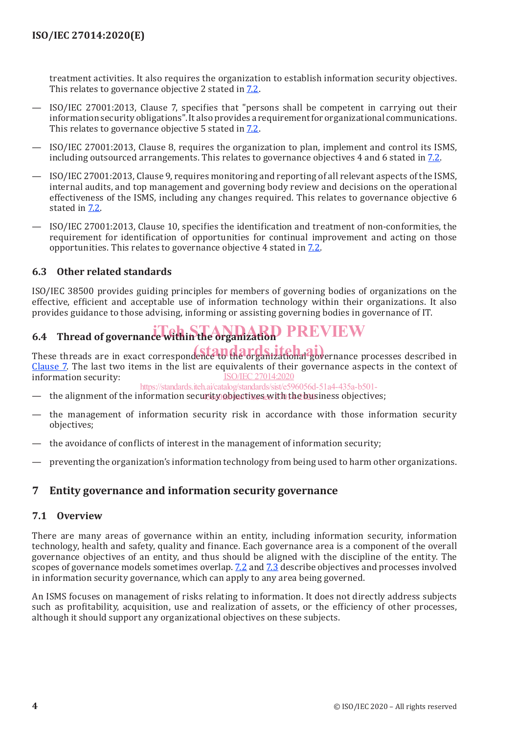treatment activities. It also requires the organization to establish information security objectives. This relates to governance objective 2 stated in 7.2.

— ISO/IEC 27001:2013, Clause 7, specifies that "persons shall be competent in carrying out their information security obligations". It also provides a requirement for organizational communications. This relates to governance objective 5 stated in 7.2.

— ISO/IEC 27001:2013, Clause 8, requires the organization to plan, implement and control its ISMS, including outsourced arrangements. This relates to governance objectives 4 and 6 stated in 7.2.

— ISO/IEC 27001:2013, Clause 9, requires monitoring and reporting of all relevant aspects of the ISMS, internal audits, and top management and governing body review and decisions on the operational effectiveness of the ISMS, including any changes required. This relates to governance objective 6 stated in 7.2.

— ISO/IEC 27001:2013, Clause 10, specifies the identification and treatment of non-conformities, the requirement for identification of opportunities for continual improvement and acting on those opportunities. This relates to governance objective 4 stated in 7.2.

### 6.3 Other related standards

ISO/IEC 38500 provides guiding principles for members of governing bodies of organizations on the effective, efficient and acceptable use of information technology within their organizations. It also provides guidance to those advising, informing or assisting governing bodies in governance of IT.

### 6.4 Thread of governance within the organization

These threads are in exact correspondence to the organizational governance processes described in Clause 7. The last two items in the list are equivalents of their governance aspects in the context of information security:

— the alignment of the information security objectives with the business objectives;

— the management of information security risk in accordance with those information security objectives;

— the avoidance of conflicts of interest in the management of information security;

— preventing the organization's information technology from being used to harm other organizations.

## 7 Entity governance and information security governance

### 7.1 Overview

There are many areas of governance within an entity, including information security, information technology, health and safety, quality and finance. Each governance area is a component of the overall governance objectives of an entity, and thus should be aligned with the discipline of the entity. The scopes of governance models sometimes overlap. 7.2 and 7.3 describe objectives and processes involved in information security governance, which can apply to any area being governed.

An ISMS focuses on management of risks relating to information. It does not directly address subjects such as profitability, acquisition, use and realization of assets, or the efficiency of other processes, although it should support any organizational objectives on these subjects.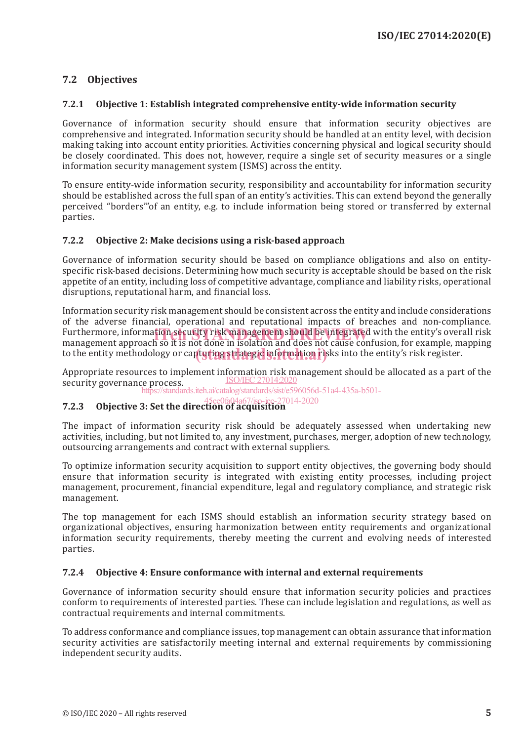## 7.2 Objectives

### 7.2.1 Objective 1: Establish integrated comprehensive entity-wide information security

Governance of information security should ensure that information security objectives are comprehensive and integrated. Information security should be handled at an entity level, with decision making taking into account entity priorities. Activities concerning physical and logical security should be closely coordinated. This does not, however, require a single set of security measures or a single information security management system (ISMS) across the entity.

To ensure entity-wide information security, responsibility and accountability for information security should be established across the full span of an entity's activities. This can extend beyond the generally perceived "borders'"of an entity, e.g. to include information being stored or transferred by external parties.

### 7.2.2 Objective 2: Make decisions using a risk-based approach

Governance of information security should be based on compliance obligations and also on entity-specific risk-based decisions. Determining how much security is acceptable should be based on the risk appetite of an entity, including loss of competitive advantage, compliance and liability risks, operational disruptions, reputational harm, and financial loss.

Information security risk management should be consistent across the entity and include considerations of the adverse financial, operational and reputational impacts of breaches and non-compliance. Furthermore, information security risk management should be integrated with the entity's overall risk management approach so it is not done in isolation and does not cause confusion, for example, mapping to the entity methodology or capturing strategic information risks into the entity's risk register.

Appropriate resources to implement information risk management should be allocated as a part of the security governance process.

### 7.2.3 Objective 3: Set the direction of acquisition

The impact of information security risk should be adequately assessed when undertaking new activities, including, but not limited to, any investment, purchases, merger, adoption of new technology, outsourcing arrangements and contract with external suppliers.

To optimize information security acquisition to support entity objectives, the governing body should ensure that information security is integrated with existing entity processes, including project management, procurement, financial expenditure, legal and regulatory compliance, and strategic risk management.

The top management for each ISMS should establish an information security strategy based on organizational objectives, ensuring harmonization between entity requirements and organizational information security requirements, thereby meeting the current and evolving needs of interested parties.

### 7.2.4 Objective 4: Ensure conformance with internal and external requirements

Governance of information security should ensure that information security policies and practices conform to requirements of interested parties. These can include legislation and regulations, as well as contractual requirements and internal commitments.

To address conformance and compliance issues, top management can obtain assurance that information security activities are satisfactorily meeting internal and external requirements by commissioning independent security audits.